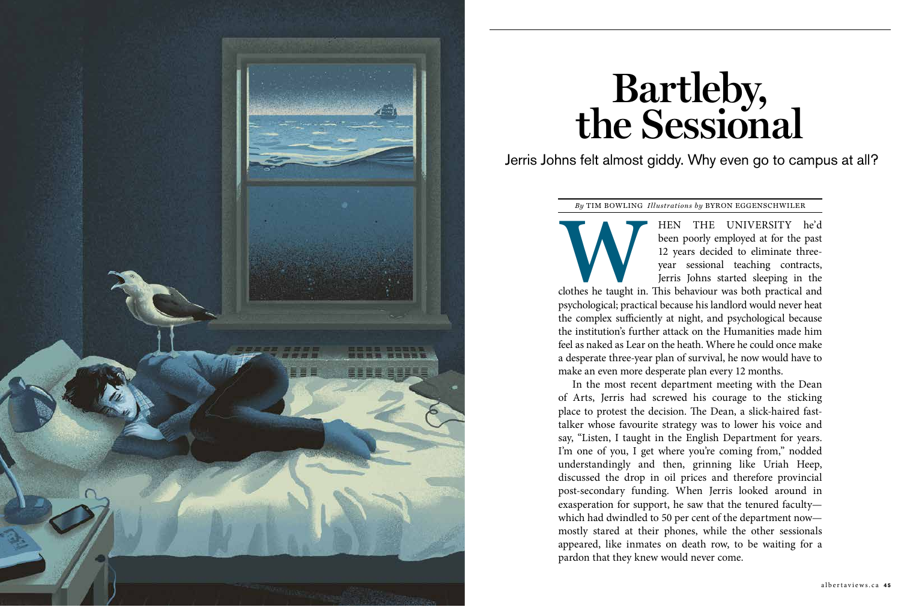# Bartleby, the Sessional

Jerris Johns felt almost giddy. Why even go to campus at all?

*By* TIM BOWLING *Illustrations by* BYRON EGGENSCHWILER

WHEN THE UNIVERSITY he'd been poorly employed at for the past 12 years decided to eliminate three-year sessional teaching contracts, Jerris Johns started sleeping in the clothes he taught in. This behaviour was both practical and psychological; practical because his landlord would never heat the complex sufficiently at night, and psychological because the institution's further attack on the Humanities made him feel as naked as Lear on the heath. Where he could once make a desperate three-year plan of survival, he now would have to make an even more desperate plan every 12 months.

In the most recent department meeting with the Dean of Arts, Jerris had screwed his courage to the sticking place to protest the decision. The Dean, a slick-haired fast-talker whose favourite strategy was to lower his voice and say, "Listen, I taught in the English Department for years. I'm one of you, I get where you're coming from," nodded understandingly and then, grinning like Uriah Heep, discussed the drop in oil prices and therefore provincial post-secondary funding. When Jerris looked around in exasperation for support, he saw that the tenured faculty—which had dwindled to 50 per cent of the department now—mostly stared at their phones, while the other sessionals appeared, like inmates on death row, to be waiting for a pardon that they knew would never come.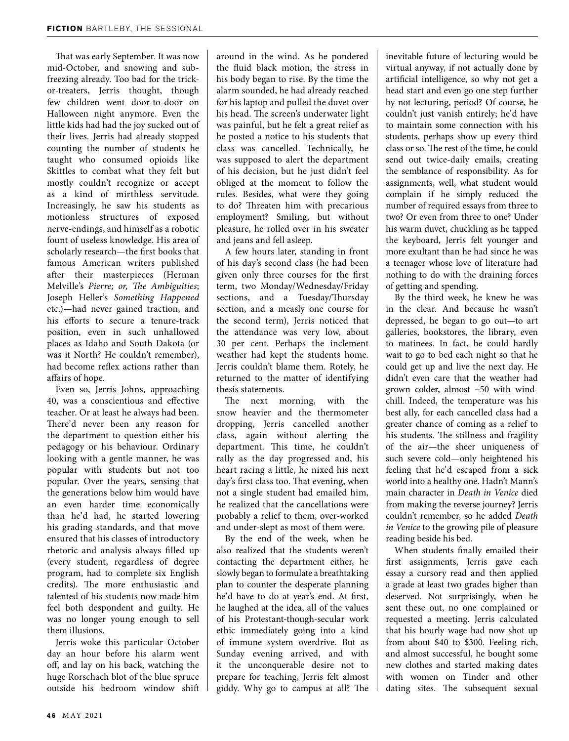That was early September. It was now mid-October, and snowing and sub-freezing already. Too bad for the trick-or-treaters, Jerris thought, though few children went door-to-door on Halloween night anymore. Even the little kids had had the joy sucked out of their lives. Jerris had already stopped counting the number of students he taught who consumed opioids like Skittles to combat what they felt but mostly couldn't recognize or accept as a kind of mirthless servitude. Increasingly, he saw his students as motionless structures of exposed nerve-endings, and himself as a robotic fount of useless knowledge. His area of scholarly research—the first books that famous American writers published after their masterpieces (Herman Melville's *Pierre; or, The Ambiguities*; Joseph Heller's *Something Happened* etc.)—had never gained traction, and his efforts to secure a tenure-track position, even in such unhallowed places as Idaho and South Dakota (or was it North? He couldn't remember), had become reflex actions rather than affairs of hope.

Even so, Jerris Johns, approaching 40, was a conscientious and effective teacher. Or at least he always had been. There'd never been any reason for the department to question either his pedagogy or his behaviour. Ordinary looking with a gentle manner, he was popular with students but not too popular. Over the years, sensing that the generations below him would have an even harder time economically than he'd had, he started lowering his grading standards, and that move ensured that his classes of introductory rhetoric and analysis always filled up (every student, regardless of degree program, had to complete six English credits). The more enthusiastic and talented of his students now made him feel both despondent and guilty. He was no longer young enough to sell them illusions.

Jerris woke this particular October day an hour before his alarm went off, and lay on his back, watching the huge Rorschach blot of the blue spruce outside his bedroom window shift around in the wind. As he pondered the fluid black motion, the stress in his body began to rise. By the time the alarm sounded, he had already reached for his laptop and pulled the duvet over his head. The screen's underwater light was painful, but he felt a great relief as he posted a notice to his students that class was cancelled. Technically, he was supposed to alert the department of his decision, but he just didn't feel obliged at the moment to follow the rules. Besides, what were they going to do? Threaten him with precarious employment? Smiling, but without pleasure, he rolled over in his sweater and jeans and fell asleep.

A few hours later, standing in front of his day's second class (he had been given only three courses for the first term, two Monday/Wednesday/Friday sections, and a Tuesday/Thursday section, and a measly one course for the second term), Jerris noticed that the attendance was very low, about 30 per cent. Perhaps the inclement weather had kept the students home. Jerris couldn't blame them. Rotely, he returned to the matter of identifying thesis statements.

The next morning, with the snow heavier and the thermometer dropping, Jerris cancelled another class, again without alerting the department. This time, he couldn't rally as the day progressed and, his heart racing a little, he nixed his next day's first class too. That evening, when not a single student had emailed him, he realized that the cancellations were probably a relief to them, over-worked and under-slept as most of them were.

By the end of the week, when he also realized that the students weren't contacting the department either, he slowly began to formulate a breathtaking plan to counter the desperate planning he'd have to do at year's end. At first, he laughed at the idea, all of the values of his Protestant-though-secular work ethic immediately going into a kind of immune system overdrive. But as Sunday evening arrived, and with it the unconquerable desire not to prepare for teaching, Jerris felt almost giddy. Why go to campus at all? The inevitable future of lecturing would be virtual anyway, if not actually done by artificial intelligence, so why not get a head start and even go one step further by not lecturing, period? Of course, he couldn't just vanish entirely; he'd have to maintain some connection with his students, perhaps show up every third class or so. The rest of the time, he could send out twice-daily emails, creating the semblance of responsibility. As for assignments, well, what student would complain if he simply reduced the number of required essays from three to two? Or even from three to one? Under his warm duvet, chuckling as he tapped the keyboard, Jerris felt younger and more exultant than he had since he was a teenager whose love of literature had nothing to do with the draining forces of getting and spending.

By the third week, he knew he was in the clear. And because he wasn't depressed, he began to go out—to art galleries, bookstores, the library, even to matinees. In fact, he could hardly wait to go to bed each night so that he could get up and live the next day. He didn't even care that the weather had grown colder, almost −50 with windchill. Indeed, the temperature was his best ally, for each cancelled class had a greater chance of coming as a relief to his students. The stillness and fragility of the air—the sheer uniqueness of such severe cold—only heightened his feeling that he'd escaped from a sick world into a healthy one. Hadn't Mann's main character in *Death in Venice* died from making the reverse journey? Jerris couldn't remember, so he added *Death in Venice* to the growing pile of pleasure reading beside his bed.

When students finally emailed their first assignments, Jerris gave each essay a cursory read and then applied a grade at least two grades higher than deserved. Not surprisingly, when he sent these out, no one complained or requested a meeting. Jerris calculated that his hourly wage had now shot up from about $40 to $300. Feeling rich, and almost successful, he bought some new clothes and started making dates with women on Tinder and other dating sites. The subsequent sexual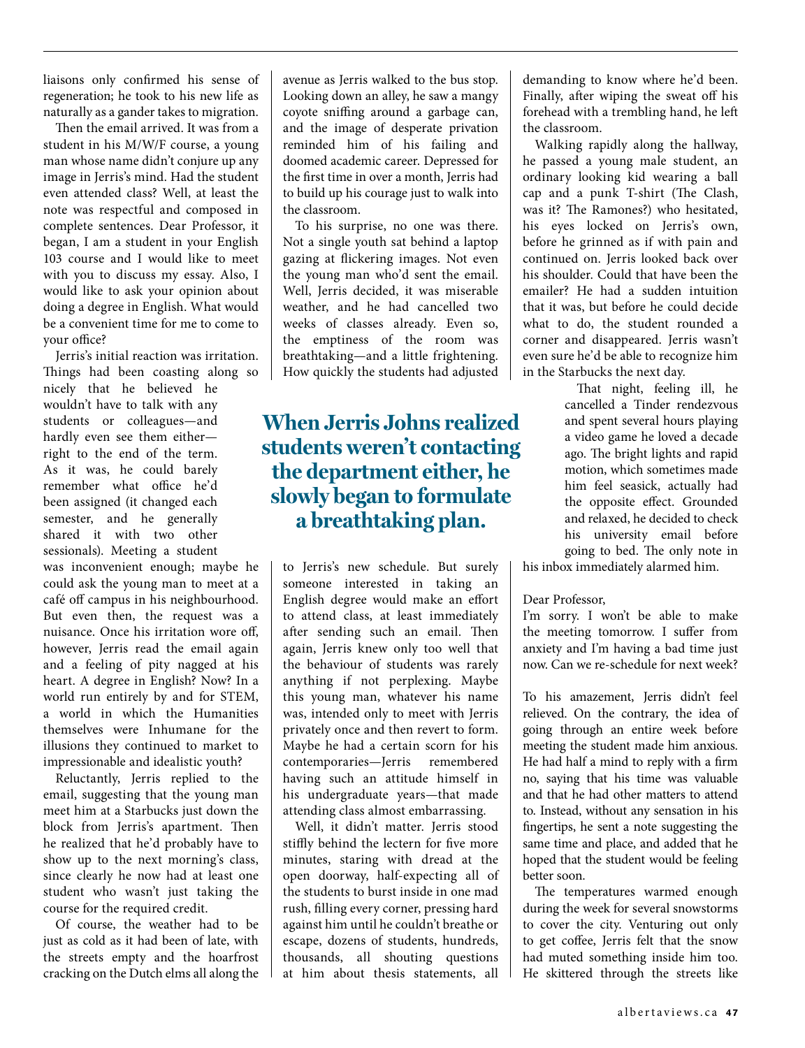liaisons only confirmed his sense of regeneration; he took to his new life as naturally as a gander takes to migration.

Then the email arrived. It was from a student in his M/W/F course, a young man whose name didn't conjure up any image in Jerris's mind. Had the student even attended class? Well, at least the note was respectful and composed in complete sentences. Dear Professor, it began, I am a student in your English 103 course and I would like to meet with you to discuss my essay. Also, I would like to ask your opinion about doing a degree in English. What would be a convenient time for me to come to your office?

Jerris's initial reaction was irritation. Things had been coasting along so nicely that he believed he wouldn't have to talk with any students or colleagues—and hardly even see them either—right to the end of the term. As it was, he could barely remember what office he'd been assigned (it changed each semester, and he generally shared it with two other sessionals). Meeting a student was inconvenient enough; maybe he could ask the young man to meet at a café off campus in his neighbourhood. But even then, the request was a nuisance. Once his irritation wore off, however, Jerris read the email again and a feeling of pity nagged at his heart. A degree in English? Now? In a world run entirely by and for STEM, a world in which the Humanities themselves were Inhumane for the illusions they continued to market to impressionable and idealistic youth?

Reluctantly, Jerris replied to the email, suggesting that the young man meet him at a Starbucks just down the block from Jerris's apartment. Then he realized that he'd probably have to show up to the next morning's class, since clearly he now had at least one student who wasn't just taking the course for the required credit.

Of course, the weather had to be just as cold as it had been of late, with the streets empty and the hoarfrost cracking on the Dutch elms all along the avenue as Jerris walked to the bus stop. Looking down an alley, he saw a mangy coyote sniffing around a garbage can, and the image of desperate privation reminded him of his failing and doomed academic career. Depressed for the first time in over a month, Jerris had to build up his courage just to walk into the classroom.

To his surprise, no one was there. Not a single youth sat behind a laptop gazing at flickering images. Not even the young man who'd sent the email. Well, Jerris decided, it was miserable weather, and he had cancelled two weeks of classes already. Even so, the emptiness of the room was breathtaking—and a little frightening. How quickly the students had adjusted to Jerris's new schedule. But surely someone interested in taking an English degree would make an effort to attend class, at least immediately after sending such an email. Then again, Jerris knew only too well that the behaviour of students was rarely anything if not perplexing. Maybe this young man, whatever his name was, intended only to meet with Jerris privately once and then revert to form. Maybe he had a certain scorn for his contemporaries—Jerris remembered having such an attitude himself in his undergraduate years—that made attending class almost embarrassing.

**When Jerris Johns realized students weren't contacting the department either, he slowly began to formulate a breathtaking plan.**

Well, it didn't matter. Jerris stood stiffly behind the lectern for five more minutes, staring with dread at the open doorway, half-expecting all of the students to burst inside in one mad rush, filling every corner, pressing hard against him until he couldn't breathe or escape, dozens of students, hundreds, thousands, all shouting questions at him about thesis statements, all demanding to know where he'd been. Finally, after wiping the sweat off his forehead with a trembling hand, he left the classroom.

Walking rapidly along the hallway, he passed a young male student, an ordinary looking kid wearing a ball cap and a punk T-shirt (The Clash, was it? The Ramones?) who hesitated, his eyes locked on Jerris's own, before he grinned as if with pain and continued on. Jerris looked back over his shoulder. Could that have been the emailer? He had a sudden intuition that it was, but before he could decide what to do, the student rounded a corner and disappeared. Jerris wasn't even sure he'd be able to recognize him in the Starbucks the next day.

That night, feeling ill, he cancelled a Tinder rendezvous and spent several hours playing a video game he loved a decade ago. The bright lights and rapid motion, which sometimes made him feel seasick, actually had the opposite effect. Grounded and relaxed, he decided to check his university email before going to bed. The only note in his inbox immediately alarmed him.

Dear Professor,
I'm sorry. I won't be able to make the meeting tomorrow. I suffer from anxiety and I'm having a bad time just now. Can we re-schedule for next week?

To his amazement, Jerris didn't feel relieved. On the contrary, the idea of going through an entire week before meeting the student made him anxious. He had half a mind to reply with a firm no, saying that his time was valuable and that he had other matters to attend to. Instead, without any sensation in his fingertips, he sent a note suggesting the same time and place, and added that he hoped that the student would be feeling better soon.

The temperatures warmed enough during the week for several snowstorms to cover the city. Venturing out only to get coffee, Jerris felt that the snow had muted something inside him too. He skittered through the streets like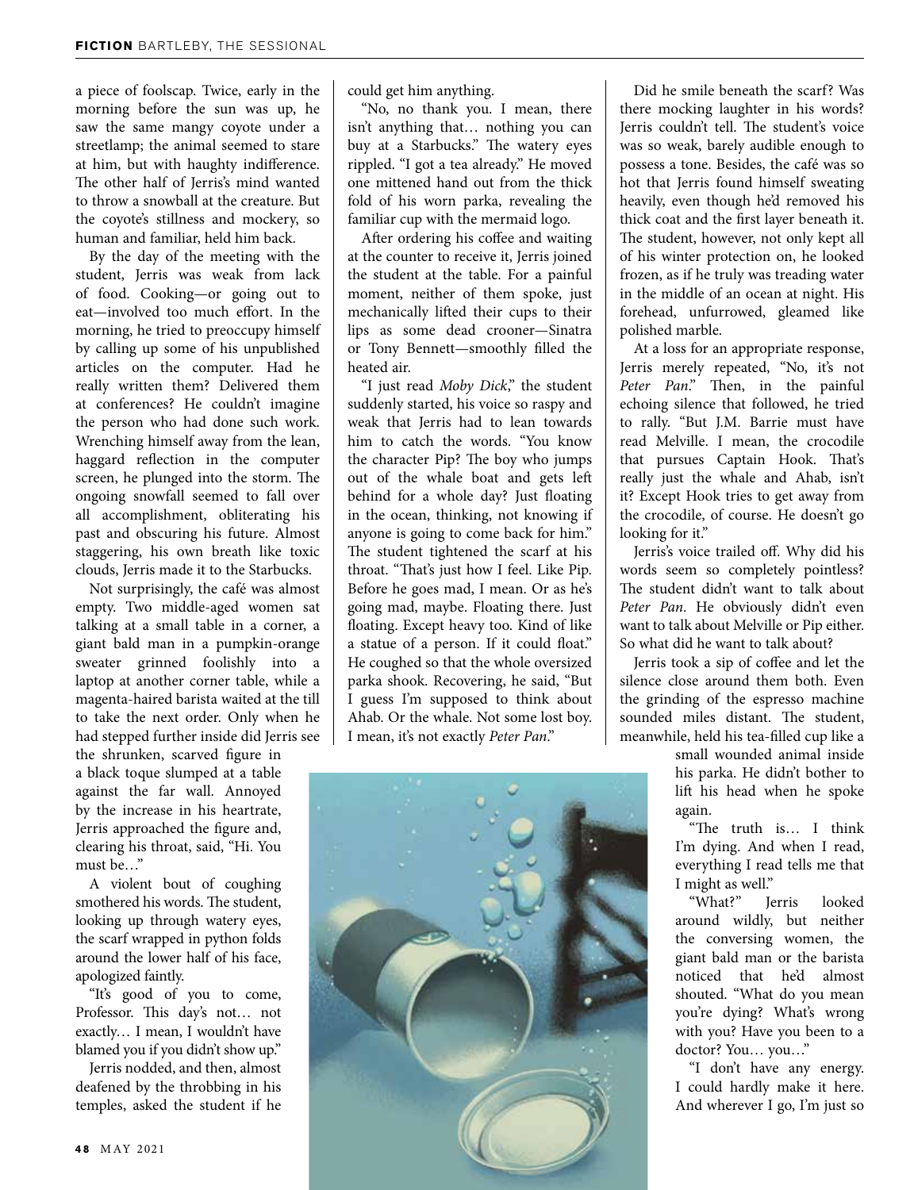a piece of foolscap. Twice, early in the morning before the sun was up, he saw the same mangy coyote under a streetlamp; the animal seemed to stare at him, but with haughty indifference. The other half of Jerris's mind wanted to throw a snowball at the creature. But the coyote's stillness and mockery, so human and familiar, held him back.

By the day of the meeting with the student, Jerris was weak from lack of food. Cooking—or going out to eat—involved too much effort. In the morning, he tried to preoccupy himself by calling up some of his unpublished articles on the computer. Had he really written them? Delivered them at conferences? He couldn't imagine the person who had done such work. Wrenching himself away from the lean, haggard reflection in the computer screen, he plunged into the storm. The ongoing snowfall seemed to fall over all accomplishment, obliterating his past and obscuring his future. Almost staggering, his own breath like toxic clouds, Jerris made it to the Starbucks.

Not surprisingly, the café was almost empty. Two middle-aged women sat talking at a small table in a corner, a giant bald man in a pumpkin-orange sweater grinned foolishly into a laptop at another corner table, while a magenta-haired barista waited at the till to take the next order. Only when he had stepped further inside did Jerris see the shrunken, scarved figure in a black toque slumped at a table against the far wall. Annoyed by the increase in his heartrate, Jerris approached the figure and, clearing his throat, said, "Hi. You must be…"

A violent bout of coughing smothered his words. The student, looking up through watery eyes, the scarf wrapped in python folds around the lower half of his face, apologized faintly.

"It's good of you to come, Professor. This day's not… not exactly… I mean, I wouldn't have blamed you if you didn't show up."

Jerris nodded, and then, almost deafened by the throbbing in his temples, asked the student if he could get him anything.

"No, no thank you. I mean, there isn't anything that… nothing you can buy at a Starbucks." The watery eyes rippled. "I got a tea already." He moved one mittened hand out from the thick fold of his worn parka, revealing the familiar cup with the mermaid logo.

After ordering his coffee and waiting at the counter to receive it, Jerris joined the student at the table. For a painful moment, neither of them spoke, just mechanically lifted their cups to their lips as some dead crooner—Sinatra or Tony Bennett—smoothly filled the heated air.

"I just read *Moby Dick*," the student suddenly started, his voice so raspy and weak that Jerris had to lean towards him to catch the words. "You know the character Pip? The boy who jumps out of the whale boat and gets left behind for a whole day? Just floating in the ocean, thinking, not knowing if anyone is going to come back for him." The student tightened the scarf at his throat. "That's just how I feel. Like Pip. Before he goes mad, I mean. Or as he's going mad, maybe. Floating there. Just floating. Except heavy too. Kind of like a statue of a person. If it could float." He coughed so that the whole oversized parka shook. Recovering, he said, "But I guess I'm supposed to think about Ahab. Or the whale. Not some lost boy. I mean, it's not exactly *Peter Pan*."

Did he smile beneath the scarf? Was there mocking laughter in his words? Jerris couldn't tell. The student's voice was so weak, barely audible enough to possess a tone. Besides, the café was so hot that Jerris found himself sweating heavily, even though he'd removed his thick coat and the first layer beneath it. The student, however, not only kept all of his winter protection on, he looked frozen, as if he truly was treading water in the middle of an ocean at night. His forehead, unfurrowed, gleamed like polished marble.

At a loss for an appropriate response, Jerris merely repeated, "No, it's not *Peter Pan*." Then, in the painful echoing silence that followed, he tried to rally. "But J.M. Barrie must have read Melville. I mean, the crocodile that pursues Captain Hook. That's really just the whale and Ahab, isn't it? Except Hook tries to get away from the crocodile, of course. He doesn't go looking for it."

Jerris's voice trailed off. Why did his words seem so completely pointless? The student didn't want to talk about *Peter Pan*. He obviously didn't even want to talk about Melville or Pip either. So what did he want to talk about?

Jerris took a sip of coffee and let the silence close around them both. Even the grinding of the espresso machine sounded miles distant. The student, meanwhile, held his tea-filled cup like a small wounded animal inside his parka. He didn't bother to lift his head when he spoke again.

"The truth is… I think I'm dying. And when I read, everything I read tells me that I might as well."

"What?" Jerris looked around wildly, but neither the conversing women, the giant bald man or the barista noticed that he'd almost shouted. "What do you mean you're dying? What's wrong with you? Have you been to a doctor? You… you…"

"I don't have any energy. I could hardly make it here. And wherever I go, I'm just so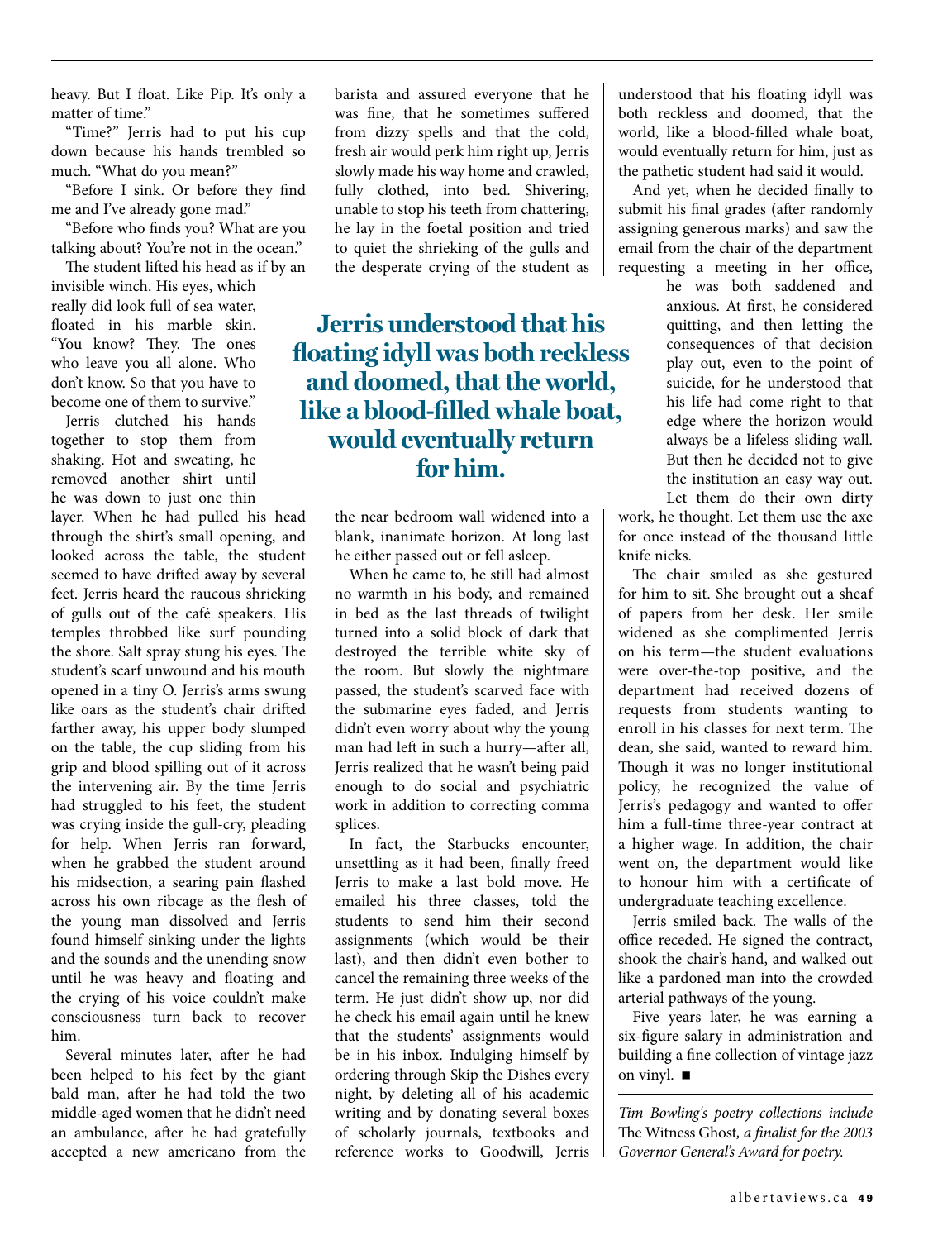heavy. But I float. Like Pip. It's only a matter of time."

"Time?" Jerris had to put his cup down because his hands trembled so much. "What do you mean?"

"Before I sink. Or before they find me and I've already gone mad."

"Before who finds you? What are you talking about? You're not in the ocean."

The student lifted his head as if by an invisible winch. His eyes, which really did look full of sea water, floated in his marble skin. "You know? They. The ones who leave you all alone. Who don't know. So that you have to become one of them to survive."

Jerris clutched his hands together to stop them from shaking. Hot and sweating, he removed another shirt until he was down to just one thin layer. When he had pulled his head through the shirt's small opening, and looked across the table, the student seemed to have drifted away by several feet. Jerris heard the raucous shrieking of gulls out of the café speakers. His temples throbbed like surf pounding the shore. Salt spray stung his eyes. The student's scarf unwound and his mouth opened in a tiny O. Jerris's arms swung like oars as the student's chair drifted farther away, his upper body slumped on the table, the cup sliding from his grip and blood spilling out of it across the intervening air. By the time Jerris had struggled to his feet, the student was crying inside the gull-cry, pleading for help. When Jerris ran forward, when he grabbed the student around his midsection, a searing pain flashed across his own ribcage as the flesh of the young man dissolved and Jerris found himself sinking under the lights and the sounds and the unending snow until he was heavy and floating and the crying of his voice couldn't make consciousness turn back to recover him.

Several minutes later, after he had been helped to his feet by the giant bald man, after he had told the two middle-aged women that he didn't need an ambulance, after he had gratefully accepted a new americano from the barista and assured everyone that he was fine, that he sometimes suffered from dizzy spells and that the cold, fresh air would perk him right up, Jerris slowly made his way home and crawled, fully clothed, into bed. Shivering, unable to stop his teeth from chattering, he lay in the foetal position and tried to quiet the shrieking of the gulls and the desperate crying of the student as the near bedroom wall widened into a blank, inanimate horizon. At long last he either passed out or fell asleep.

**Jerris understood that his floating idyll was both reckless and doomed, that the world, like a blood-filled whale boat, would eventually return for him.**

When he came to, he still had almost no warmth in his body, and remained in bed as the last threads of twilight turned into a solid block of dark that destroyed the terrible white sky of the room. But slowly the nightmare passed, the student's scarved face with the submarine eyes faded, and Jerris didn't even worry about why the young man had left in such a hurry—after all, Jerris realized that he wasn't being paid enough to do social and psychiatric work in addition to correcting comma splices.

In fact, the Starbucks encounter, unsettling as it had been, finally freed Jerris to make a last bold move. He emailed his three classes, told the students to send him their second assignments (which would be their last), and then didn't even bother to cancel the remaining three weeks of the term. He just didn't show up, nor did he check his email again until he knew that the students' assignments would be in his inbox. Indulging himself by ordering through Skip the Dishes every night, by deleting all of his academic writing and by donating several boxes of scholarly journals, textbooks and reference works to Goodwill, Jerris understood that his floating idyll was both reckless and doomed, that the world, like a blood-filled whale boat, would eventually return for him, just as the pathetic student had said it would.

And yet, when he decided finally to submit his final grades (after randomly assigning generous marks) and saw the email from the chair of the department requesting a meeting in her office, he was both saddened and anxious. At first, he considered quitting, and then letting the consequences of that decision play out, even to the point of suicide, for he understood that his life had come right to that edge where the horizon would always be a lifeless sliding wall. But then he decided not to give the institution an easy way out. Let them do their own dirty work, he thought. Let them use the axe for once instead of the thousand little knife nicks.

The chair smiled as she gestured for him to sit. She brought out a sheaf of papers from her desk. Her smile widened as she complimented Jerris on his term—the student evaluations were over-the-top positive, and the department had received dozens of requests from students wanting to enroll in his classes for next term. The dean, she said, wanted to reward him. Though it was no longer institutional policy, he recognized the value of Jerris's pedagogy and wanted to offer him a full-time three-year contract at a higher wage. In addition, the chair went on, the department would like to honour him with a certificate of undergraduate teaching excellence.

Jerris smiled back. The walls of the office receded. He signed the contract, shook the chair's hand, and walked out like a pardoned man into the crowded arterial pathways of the young.

Five years later, he was earning a six-figure salary in administration and building a fine collection of vintage jazz on vinyl. ■

---

*Tim Bowling's poetry collections include* The Witness Ghost*, a finalist for the 2003 Governor General's Award for poetry.*